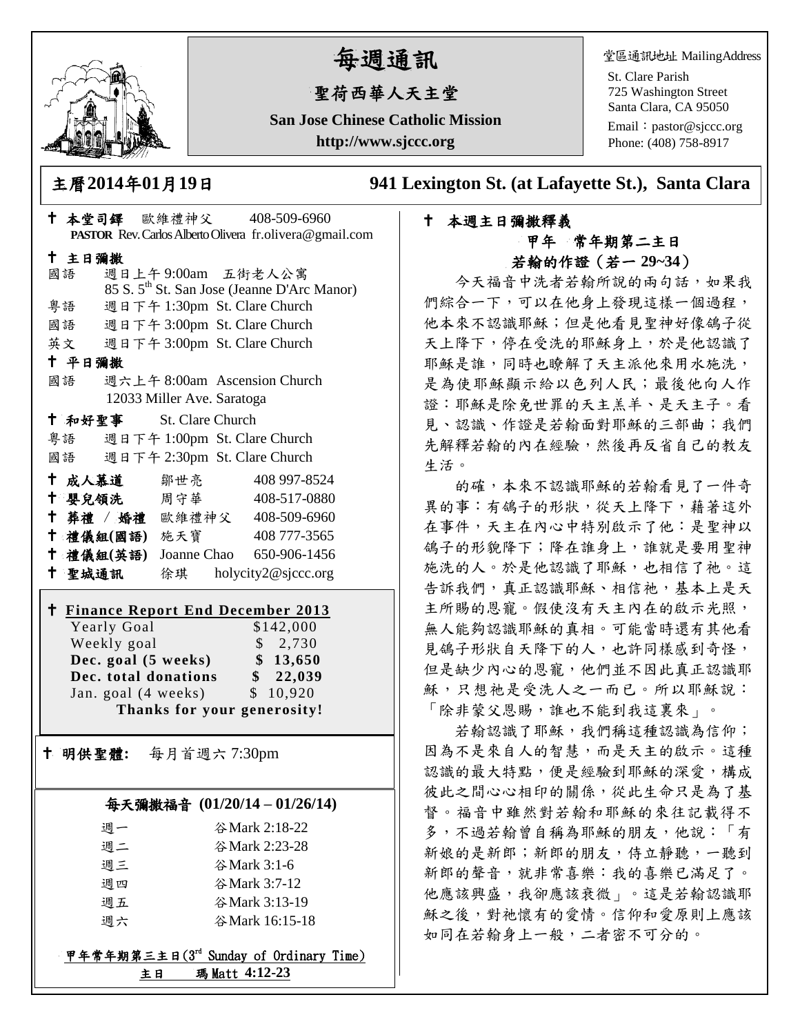# 每週通訊

## 聖荷西華人天主堂

**San Jose Chinese Catholic Mission**

**http://www.sjccc.org**

堂區通訊地址 MailingAddress
St. Clare Parish
725 Washington Street
Santa Clara, CA 95050
Email：pastor@sjccc.org
Phone: (408) 758-8917

**主曆2014年01月19日**　　**941 Lexington St. (at Lafayette St.), Santa Clara**

† **本堂司鐸** 歐維禮神父 408-509-6960
**PASTOR** Rev. Carlos Alberto Olivera fr.olivera@gmail.com

† **主日彌撒**
國語 週日上午 9:00am 五街老人公寓
85 S. 5th St. San Jose (Jeanne D'Arc Manor)
粵語 週日下午 1:30pm St. Clare Church
國語 週日下午 3:00pm St. Clare Church
英文 週日下午 3:00pm St. Clare Church

† **平日彌撒**
國語 週六上午 8:00am Ascension Church
12033 Miller Ave. Saratoga

† **和好聖事** St. Clare Church
粵語 週日下午 1:00pm St. Clare Church
國語 週日下午 2:30pm St. Clare Church

† **成人慕道** 鄒世亮 408 997-8524
† **嬰兒領洗** 周守華 408-517-0880
† **葬禮 / 婚禮** 歐維禮神父 408-509-6960
† **禮儀組(國語)** 施天寶 408 777-3565
† **禮儀組(英語)** Joanne Chao 650-906-1456
† **聖城通訊** 徐琪 holycity2@sjccc.org

† **Finance Report End December 2013**

| | |
|---|---|
| Yearly Goal | $142,000 |
| Weekly goal | $ 2,730 |
| **Dec. goal (5 weeks)** | **$ 13,650** |
| **Dec. total donations** | **$ 22,039** |
| Jan. goal (4 weeks) | $ 10,920 |

**Thanks for your generosity!**

† **明供聖體:** 每月首週六 7:30pm

### 每天彌撒福音 (01/20/14 – 01/26/14)

| | |
|---|---|
| 週一 | 谷Mark 2:18-22 |
| 週二 | 谷Mark 2:23-28 |
| 週三 | 谷Mark 3:1-6 |
| 週四 | 谷Mark 3:7-12 |
| 週五 | 谷Mark 3:13-19 |
| 週六 | 谷Mark 16:15-18 |

甲年常年期第三主日(3rd Sunday of Ordinary Time)
主日 瑪Matt 4:12-23

† **本週主日彌撒釋義**

**甲年 常年期第二主日**
**若翰的作證（若一 29~34）**

今天福音中洗者若翰所說的兩句話，如果我們綜合一下，可以在他身上發現這樣一個過程，他本來不認識耶穌；但是他看見聖神好像鴿子從天上降下，停在受洗的耶穌身上，於是他認識了耶穌是誰，同時也瞭解了天主派他來用水施洗，是為使耶穌顯示給以色列人民；最後他向人作證：耶穌是除免世罪的天主羔羊、是天主子。看見、認識、作證是若翰面對耶穌的三部曲；我們先解釋若翰的內在經驗，然後再反省自己的教友生活。

的確，本來不認識耶穌的若翰看見了一件奇異的事：有鴿子的形狀，從天上降下，藉著這外在事件，天主在內心中特別啟示了他：是聖神以鴿子的形貌降下；降在誰身上，誰就是要用聖神施洗的人。於是他認識了耶穌，也相信了祂。這告訴我們，真正認識耶穌、相信祂，基本上是天主所賜的恩寵。假使沒有天主內在的啟示光照，無人能夠認識耶穌的真相。可能當時還有其他看見鴿子形狀自天降下的人，也許同樣感到奇怪，但是缺少內心的恩寵，他們並不因此真正認識耶穌，只想祂是受洗人之一而已。所以耶穌說：「除非蒙父恩賜，誰也不能到我這裏來」。

若翰認識了耶穌，我們稱這種認識為信仰；因為不是來自人的智慧，而是天主的啟示。這種認識的最大特點，便是經驗到耶穌的深愛，構成彼此之間心心相印的關係，從此生命只是為了基督。福音中雖然對若翰和耶穌的來往記載得不多，不過若翰曾自稱為耶穌的朋友，他說：「有新娘的是新郎；新郎的朋友，侍立靜聽，一聽到新郎的聲音，就非常喜樂：我的喜樂已滿足了。他應該興盛，我卻應該衰微」。這是若翰認識耶穌之後，對祂懷有的愛情。信仰和愛原則上應該如同在若翰身上一般，二者密不可分的。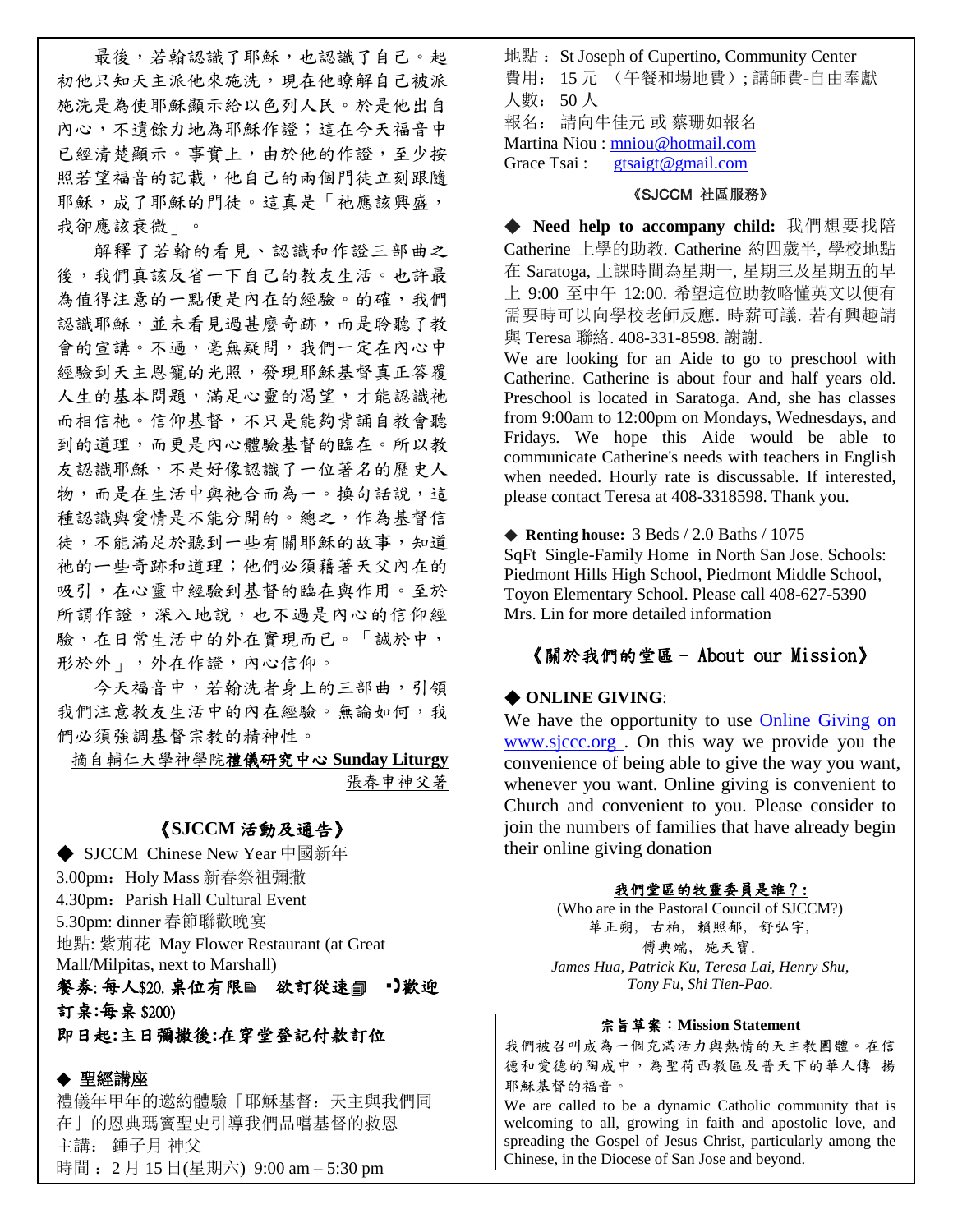最後，若翰認識了耶穌，也認識了自己。起初他只知天主派他來施洗，現在他瞭解自己被派施洗是為使耶穌顯示給以色列人民。於是他出自內心，不遺餘力地為耶穌作證；這在今天福音中已經清楚顯示。事實上，由於他的作證，至少按照若望福音的記載，他自己的兩個門徒立刻跟隨耶穌，成了耶穌的門徒。這真是「祂應該興盛，我卻應該衰微」。

解釋了若翰的看見、認識和作證三部曲之後，我們真該反省一下自己的教友生活。也許最為值得注意的一點便是內在的經驗。的確，我們認識耶穌，並未看見過甚麼奇跡，而是聆聽了教會的宣講。不過，毫無疑問，我們一定在內心中經驗到天主恩寵的光照，發現耶穌基督真正答覆人生的基本問題，滿足心靈的渴望，才能認識祂而相信祂。信仰基督，不只是能夠背誦自教會聽到的道理，而更是內心體驗基督的臨在。所以教友認識耶穌，不是好像認識了一位著名的歷史人物，而是在生活中與祂合而為一。換句話說，這種認識與愛情是不能分開的。總之，作為基督信徒，不能滿足於聽到一些有關耶穌的故事，知道祂的一些奇跡和道理；他們必須藉著天父內在的吸引，在心靈中經驗到基督的臨在與作用。至於所謂作證，深入地說，也不過是內心的信仰經驗，在日常生活中的外在實現而已。「誠於中，形於外」，外在作證，內心信仰。

今天福音中，若翰洗者身上的三部曲，引領我們注意教友生活中的內在經驗。無論如何，我們必須強調基督宗教的精神性。

摘自輔仁大學神學院**禮儀研究中心 Sunday Liturgy**
張春申神父著

## 《SJCCM 活動及通告》

◆ SJCCM Chinese New Year 中國新年
3.00pm：Holy Mass 新春祭祖彌撒
4.30pm：Parish Hall Cultural Event
5.30pm: dinner 春節聯歡晚宴
地點: 紫荊花 May Flower Restaurant (at Great Mall/Milpitas, next to Marshall)
**餐券: 每人$20. 桌位有限 欲訂從速 歡迎訂桌:每桌 $200)**
**即日起:主日彌撒後:在穿堂登記付款訂位**

◆ **聖經講座**
禮儀年甲年的邀約體驗「耶穌基督：天主與我們同在」的恩典瑪竇聖史引導我們品嚐基督的救恩
主講： 鍾子月 神父
時間 ：2 月 15 日(星期六) 9:00 am – 5:30 pm
地點 ： St Joseph of Cupertino, Community Center
費用： 15 元 （午餐和場地費）; 講師費-自由奉獻
人數： 50 人
報名： 請向牛佳元 或 蔡珊如報名
Martina Niou : mniou@hotmail.com
Grace Tsai : gtsaigt@gmail.com

## 《SJCCM 社區服務》

◆ **Need help to accompany child:** 我們想要找陪 Catherine 上學的助教. Catherine 約四歲半, 學校地點在 Saratoga, 上課時間為星期一, 星期三及星期五的早上 9:00 至中午 12:00. 希望這位助教略懂英文以便有需要時可以向學校老師反應. 時薪可議. 若有興趣請與 Teresa 聯絡. 408-331-8598. 謝謝.
We are looking for an Aide to go to preschool with Catherine. Catherine is about four and half years old. Preschool is located in Saratoga. And, she has classes from 9:00am to 12:00pm on Mondays, Wednesdays, and Fridays. We hope this Aide would be able to communicate Catherine's needs with teachers in English when needed. Hourly rate is discussable. If interested, please contact Teresa at 408-3318598. Thank you.

◆ **Renting house:** 3 Beds / 2.0 Baths / 1075 SqFt Single-Family Home in North San Jose. Schools: Piedmont Hills High School, Piedmont Middle School, Toyon Elementary School. Please call 408-627-5390 Mrs. Lin for more detailed information

## 《關於我們的堂區 - About our Mission》

◆ **ONLINE GIVING**:
We have the opportunity to use Online Giving on www.sjccc.org . On this way we provide you the convenience of being able to give the way you want, whenever you want. Online giving is convenient to Church and convenient to you. Please consider to join the numbers of families that have already begin their online giving donation

**我們堂區的牧靈委員是誰？:**
(Who are in the Pastoral Council of SJCCM?)
華正朔, 古柏, 賴照郁, 舒弘宇,
傅典端, 施天寶.
*James Hua, Patrick Ku, Teresa Lai, Henry Shu, Tony Fu, Shi Tien-Pao.*

**宗旨草案：Mission Statement**
我們被召叫成為一個充滿活力與熱情的天主教團體。在信德和愛德的陶成中，為聖荷西教區及普天下的華人傳 揚耶穌基督的福音。
We are called to be a dynamic Catholic community that is welcoming to all, growing in faith and apostolic love, and spreading the Gospel of Jesus Christ, particularly among the Chinese, in the Diocese of San Jose and beyond.